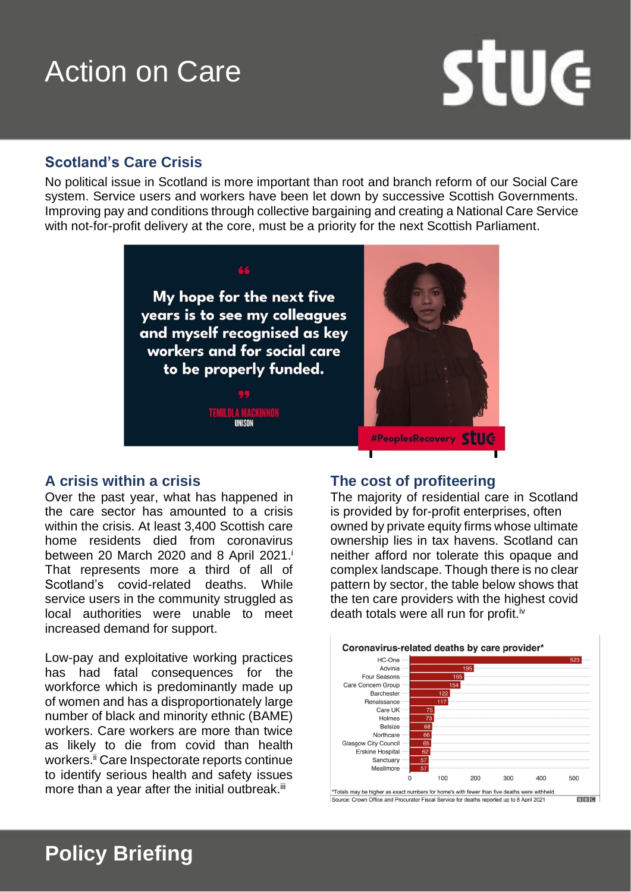# Action on Care

STUC

## Scotland's Care Crisis

No political issue in Scotland is more important than root and branch reform of our Social Care system. Service users and workers have been let down by successive Scottish Governments. Improving pay and conditions through collective bargaining and creating a National Care Service with not-for-profit delivery at the core, must be a priority for the next Scottish Parliament.

> "My hope for the next five years is to see my colleagues and myself recognised as key workers and for social care to be properly funded."
>
> TEMILOLA MACKINNON, UNISON

#PeoplesRecovery STUC

## A crisis within a crisis

Over the past year, what has happened in the care sector has amounted to a crisis within the crisis. At least 3,400 Scottish care home residents died from coronavirus between 20 March 2020 and 8 April 2021.[i] That represents more a third of all of Scotland's covid-related deaths. While service users in the community struggled as local authorities were unable to meet increased demand for support.

Low-pay and exploitative working practices has had fatal consequences for the workforce which is predominantly made up of women and has a disproportionately large number of black and minority ethnic (BAME) workers. Care workers are more than twice as likely to die from covid than health workers.[ii] Care Inspectorate reports continue to identify serious health and safety issues more than a year after the initial outbreak.[iii]

## The cost of profiteering

The majority of residential care in Scotland is provided by for-profit enterprises, often owned by private equity firms whose ultimate ownership lies in tax havens. Scotland can neither afford nor tolerate this opaque and complex landscape. Though there is no clear pattern by sector, the table below shows that the ten care providers with the highest covid death totals were all run for profit.[iv]

**Coronavirus-related deaths by care provider***

| Care provider | Deaths |
|---|---|
| HC-One | 523 |
| Advinia | 195 |
| Four Seasons | 165 |
| Care Concern Group | 154 |
| Barchester | 122 |
| Renaissance | 117 |
| Care UK | 75 |
| Holmes | 73 |
| Belsize | 68 |
| Northcare | 66 |
| Glasgow City Council | 65 |
| Erskine Hospital | 62 |
| Sanctuary | 57 |
| Meallmore | 57 |

*Totals may be higher as exact numbers for home's with fewer than five deaths were withheld.
Source: Crown Office and Procurator Fiscal Service for deaths reported up to 8 April 2021

BBC

# Policy Briefing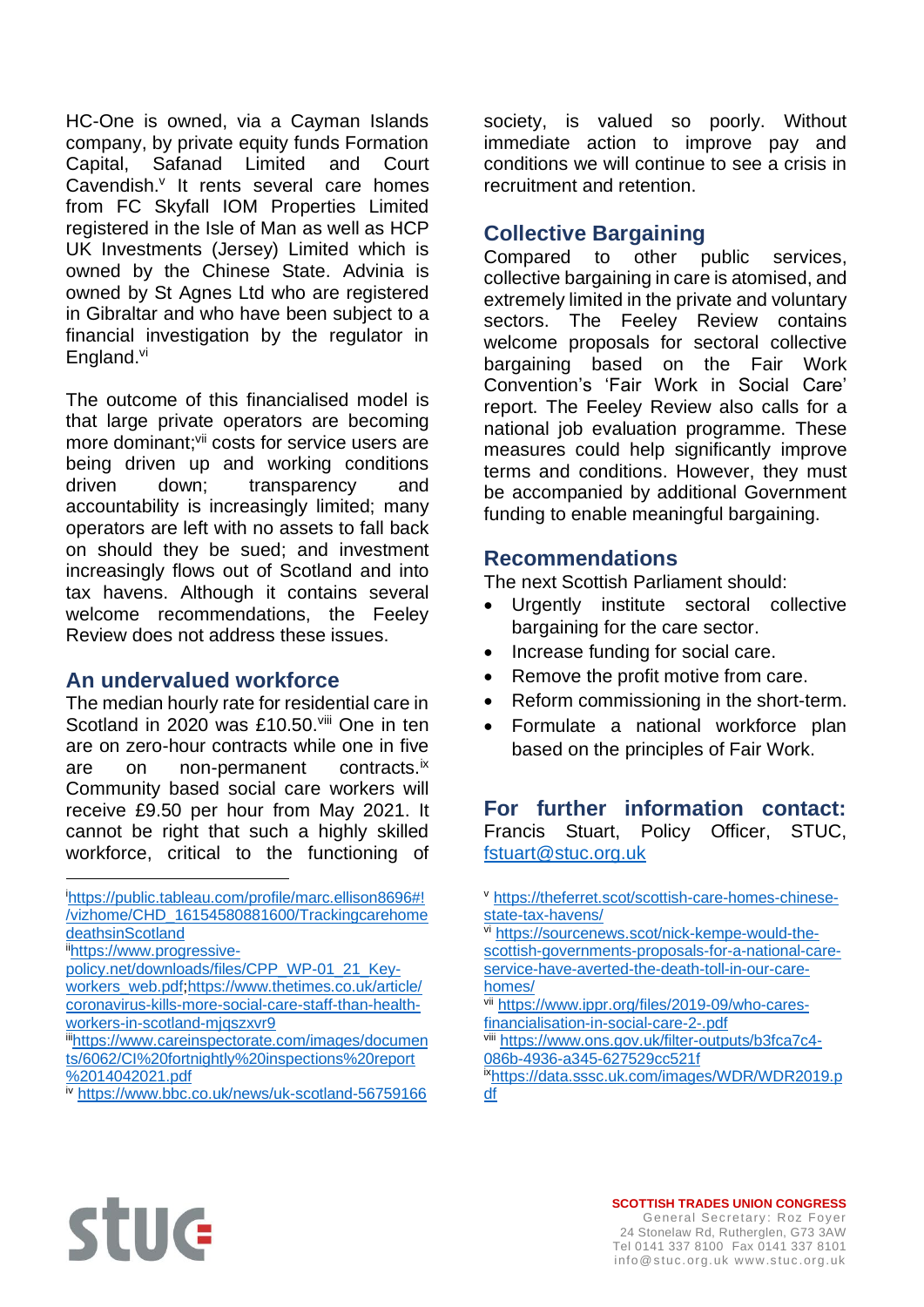HC-One is owned, via a Cayman Islands company, by private equity funds Formation Capital, Safanad Limited and Court Cavendish.[v] It rents several care homes from FC Skyfall IOM Properties Limited registered in the Isle of Man as well as HCP UK Investments (Jersey) Limited which is owned by the Chinese State. Advinia is owned by St Agnes Ltd who are registered in Gibraltar and who have been subject to a financial investigation by the regulator in England.[vi]

The outcome of this financialised model is that large private operators are becoming more dominant;[vii] costs for service users are being driven up and working conditions driven down; transparency and accountability is increasingly limited; many operators are left with no assets to fall back on should they be sued; and investment increasingly flows out of Scotland and into tax havens. Although it contains several welcome recommendations, the Feeley Review does not address these issues.

## An undervalued workforce

The median hourly rate for residential care in Scotland in 2020 was £10.50.[viii] One in ten are on zero-hour contracts while one in five are on non-permanent contracts.[ix] Community based social care workers will receive £9.50 per hour from May 2021. It cannot be right that such a highly skilled workforce, critical to the functioning of society, is valued so poorly. Without immediate action to improve pay and conditions we will continue to see a crisis in recruitment and retention.

## Collective Bargaining

Compared to other public services, collective bargaining in care is atomised, and extremely limited in the private and voluntary sectors. The Feeley Review contains welcome proposals for sectoral collective bargaining based on the Fair Work Convention's 'Fair Work in Social Care' report. The Feeley Review also calls for a national job evaluation programme. These measures could help significantly improve terms and conditions. However, they must be accompanied by additional Government funding to enable meaningful bargaining.

## Recommendations

The next Scottish Parliament should:

- Urgently institute sectoral collective bargaining for the care sector.
- Increase funding for social care.
- Remove the profit motive from care.
- Reform commissioning in the short-term.
- Formulate a national workforce plan based on the principles of Fair Work.

## For further information contact:

Francis Stuart, Policy Officer, STUC, fstuart@stuc.org.uk

---

[i] https://public.tableau.com/profile/marc.ellison8696#!/vizhome/CHD_16154580881600/TrackingcarehomedeathsinScotland

[ii] https://www.progressive-policy.net/downloads/files/CPP_WP-01_21_Key-workers_web.pdf;https://www.thetimes.co.uk/article/coronavirus-kills-more-social-care-staff-than-health-workers-in-scotland-mjqszxvr9

[iii] https://www.careinspectorate.com/images/documents/6062/CI%20fortnightly%20inspections%20report%2014042021.pdf

[iv] https://www.bbc.co.uk/news/uk-scotland-56759166

[v] https://theferret.scot/scottish-care-homes-chinese-state-tax-havens/

[vi] https://sourcenews.scot/nick-kempe-would-the-scottish-governments-proposals-for-a-national-care-service-have-averted-the-death-toll-in-our-care-homes/

[vii] https://www.ippr.org/files/2019-09/who-cares-financialisation-in-social-care-2-.pdf

[viii] https://www.ons.gov.uk/filter-outputs/b3fca7c4-086b-4936-a345-627529cc521f

[ix] https://data.sssc.uk.com/images/WDR/WDR2019.pdf

**SCOTTISH TRADES UNION CONGRESS**
General Secretary: Roz Foyer
24 Stonelaw Rd, Rutherglen, G73 3AW
Tel 0141 337 8100 Fax 0141 337 8101
info@stuc.org.uk www.stuc.org.uk